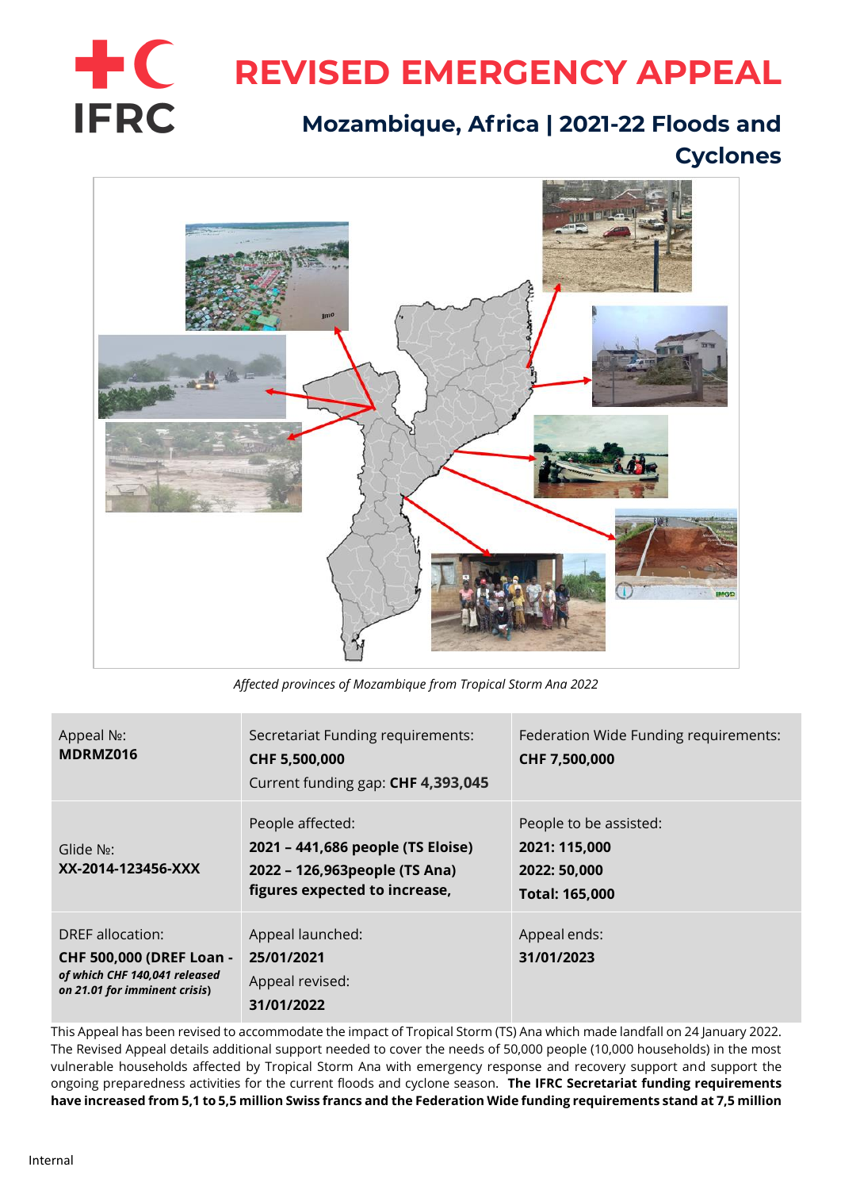# REVISED EMERGENCY APPEAL

## Mozambique, Africa | 2021-22 Floods and Cyclones

*Affected provinces of Mozambique from Tropical Storm Ana 2022*

| Appeal №: **MDRMZ016** | Secretariat Funding requirements: **CHF 5,500,000** Current funding gap: **CHF 4,393,045** | Federation Wide Funding requirements: **CHF 7,500,000** |
|---|---|---|
| Glide №: **XX-2014-123456-XXX** | People affected: **2021 – 441,686 people (TS Eloise)** **2022 – 126,963people (TS Ana)** **figures expected to increase,** | People to be assisted: **2021: 115,000** **2022: 50,000** **Total: 165,000** |
| DREF allocation: **CHF 500,000 (DREF Loan -** ***of which CHF 140,041 released on 21.01 for imminent crisis*****)** | Appeal launched: **25/01/2021** Appeal revised: **31/01/2022** | Appeal ends: **31/01/2023** |

This Appeal has been revised to accommodate the impact of Tropical Storm (TS) Ana which made landfall on 24 January 2022. The Revised Appeal details additional support needed to cover the needs of 50,000 people (10,000 households) in the most vulnerable households affected by Tropical Storm Ana with emergency response and recovery support and support the ongoing preparedness activities for the current floods and cyclone season. **The IFRC Secretariat funding requirements have increased from 5,1 to 5,5 million Swiss francs and the Federation Wide funding requirements stand at 7,5 million**

Internal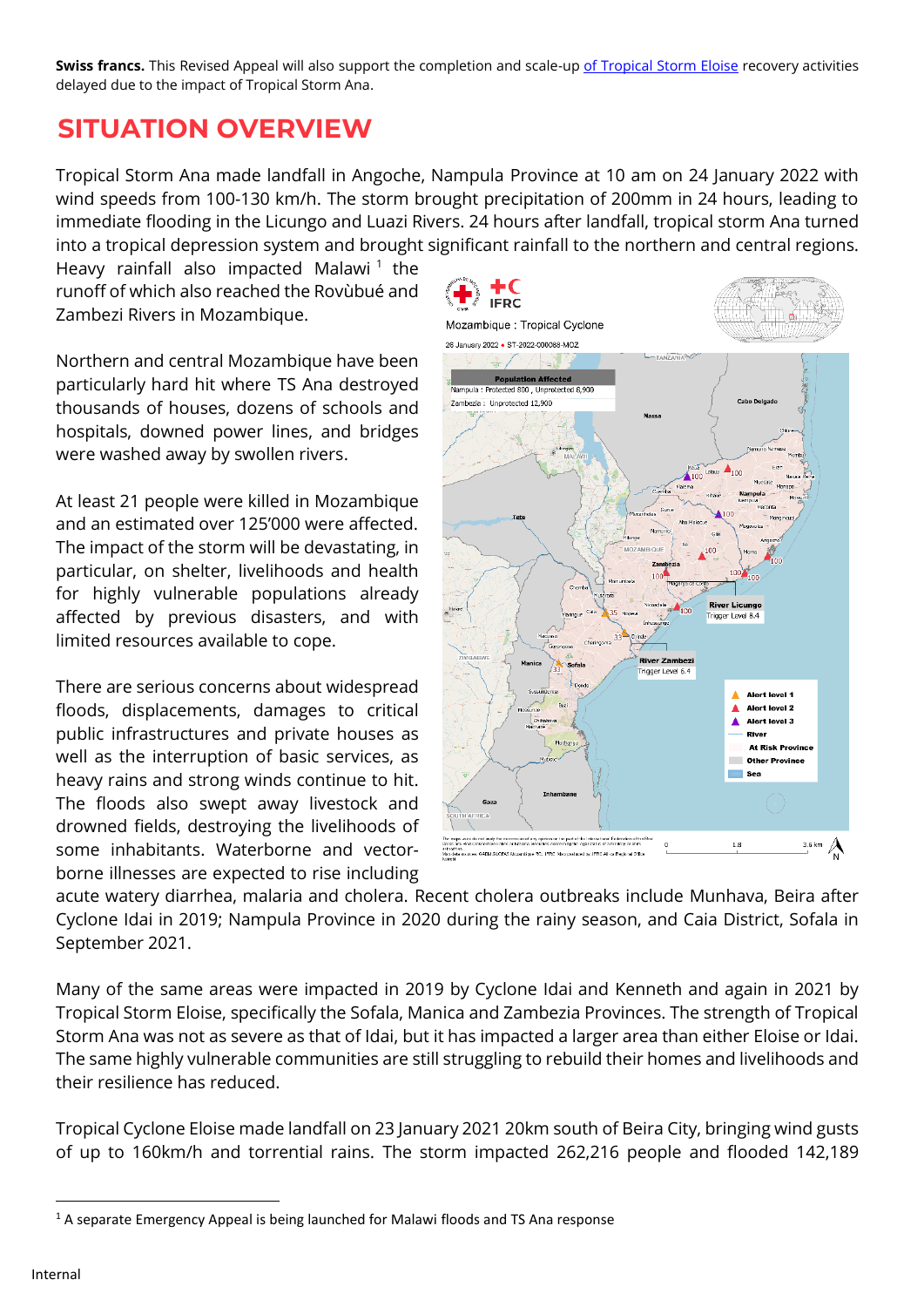**Swiss francs.** This Revised Appeal will also support the completion and scale-up of Tropical Storm Eloise recovery activities delayed due to the impact of Tropical Storm Ana.

# SITUATION OVERVIEW

Tropical Storm Ana made landfall in Angoche, Nampula Province at 10 am on 24 January 2022 with wind speeds from 100-130 km/h. The storm brought precipitation of 200mm in 24 hours, leading to immediate flooding in the Licungo and Luazi Rivers. 24 hours after landfall, tropical storm Ana turned into a tropical depression system and brought significant rainfall to the northern and central regions. Heavy rainfall also impacted Malawi [1] the runoff of which also reached the Rovùbué and Zambezi Rivers in Mozambique.

Northern and central Mozambique have been particularly hard hit where TS Ana destroyed thousands of houses, dozens of schools and hospitals, downed power lines, and bridges were washed away by swollen rivers.

At least 21 people were killed in Mozambique and an estimated over 125'000 were affected. The impact of the storm will be devastating, in particular, on shelter, livelihoods and health for highly vulnerable populations already affected by previous disasters, and with limited resources available to cope.

There are serious concerns about widespread floods, displacements, damages to critical public infrastructures and private houses as well as the interruption of basic services, as heavy rains and strong winds continue to hit. The floods also swept away livestock and drowned fields, destroying the livelihoods of some inhabitants. Waterborne and vector-borne illnesses are expected to rise including acute watery diarrhea, malaria and cholera. Recent cholera outbreaks include Munhava, Beira after Cyclone Idai in 2019; Nampula Province in 2020 during the rainy season, and Caia District, Sofala in September 2021.

Many of the same areas were impacted in 2019 by Cyclone Idai and Kenneth and again in 2021 by Tropical Storm Eloise, specifically the Sofala, Manica and Zambezia Provinces. The strength of Tropical Storm Ana was not as severe as that of Idai, but it has impacted a larger area than either Eloise or Idai. The same highly vulnerable communities are still struggling to rebuild their homes and livelihoods and their resilience has reduced.

Tropical Cyclone Eloise made landfall on 23 January 2021 20km south of Beira City, bringing wind gusts of up to 160km/h and torrential rains. The storm impacted 262,216 people and flooded 142,189

[1] A separate Emergency Appeal is being launched for Malawi floods and TS Ana response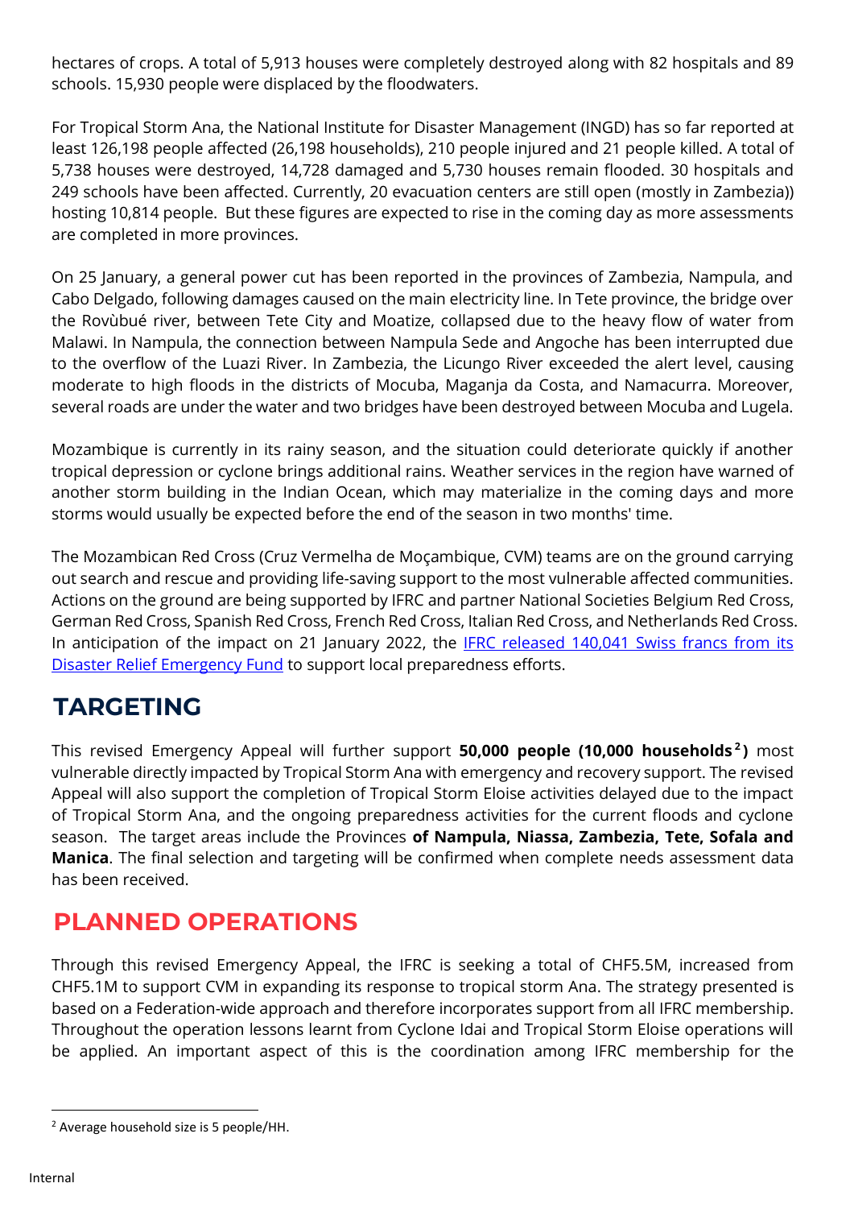hectares of crops. A total of 5,913 houses were completely destroyed along with 82 hospitals and 89 schools. 15,930 people were displaced by the floodwaters.

For Tropical Storm Ana, the National Institute for Disaster Management (INGD) has so far reported at least 126,198 people affected (26,198 households), 210 people injured and 21 people killed. A total of 5,738 houses were destroyed, 14,728 damaged and 5,730 houses remain flooded. 30 hospitals and 249 schools have been affected. Currently, 20 evacuation centers are still open (mostly in Zambezia)) hosting 10,814 people. But these figures are expected to rise in the coming day as more assessments are completed in more provinces.

On 25 January, a general power cut has been reported in the provinces of Zambezia, Nampula, and Cabo Delgado, following damages caused on the main electricity line. In Tete province, the bridge over the Rovùbué river, between Tete City and Moatize, collapsed due to the heavy flow of water from Malawi. In Nampula, the connection between Nampula Sede and Angoche has been interrupted due to the overflow of the Luazi River. In Zambezia, the Licungo River exceeded the alert level, causing moderate to high floods in the districts of Mocuba, Maganja da Costa, and Namacurra. Moreover, several roads are under the water and two bridges have been destroyed between Mocuba and Lugela.

Mozambique is currently in its rainy season, and the situation could deteriorate quickly if another tropical depression or cyclone brings additional rains. Weather services in the region have warned of another storm building in the Indian Ocean, which may materialize in the coming days and more storms would usually be expected before the end of the season in two months' time.

The Mozambican Red Cross (Cruz Vermelha de Moçambique, CVM) teams are on the ground carrying out search and rescue and providing life-saving support to the most vulnerable affected communities. Actions on the ground are being supported by IFRC and partner National Societies Belgium Red Cross, German Red Cross, Spanish Red Cross, French Red Cross, Italian Red Cross, and Netherlands Red Cross. In anticipation of the impact on 21 January 2022, the IFRC released 140,041 Swiss francs from its Disaster Relief Emergency Fund to support local preparedness efforts.

## TARGETING

This revised Emergency Appeal will further support **50,000 people (10,000 households[2])** most vulnerable directly impacted by Tropical Storm Ana with emergency and recovery support. The revised Appeal will also support the completion of Tropical Storm Eloise activities delayed due to the impact of Tropical Storm Ana, and the ongoing preparedness activities for the current floods and cyclone season. The target areas include the Provinces **of Nampula, Niassa, Zambezia, Tete, Sofala and Manica**. The final selection and targeting will be confirmed when complete needs assessment data has been received.

## PLANNED OPERATIONS

Through this revised Emergency Appeal, the IFRC is seeking a total of CHF5.5M, increased from CHF5.1M to support CVM in expanding its response to tropical storm Ana. The strategy presented is based on a Federation-wide approach and therefore incorporates support from all IFRC membership. Throughout the operation lessons learnt from Cyclone Idai and Tropical Storm Eloise operations will be applied. An important aspect of this is the coordination among IFRC membership for the

[2] Average household size is 5 people/HH.

Internal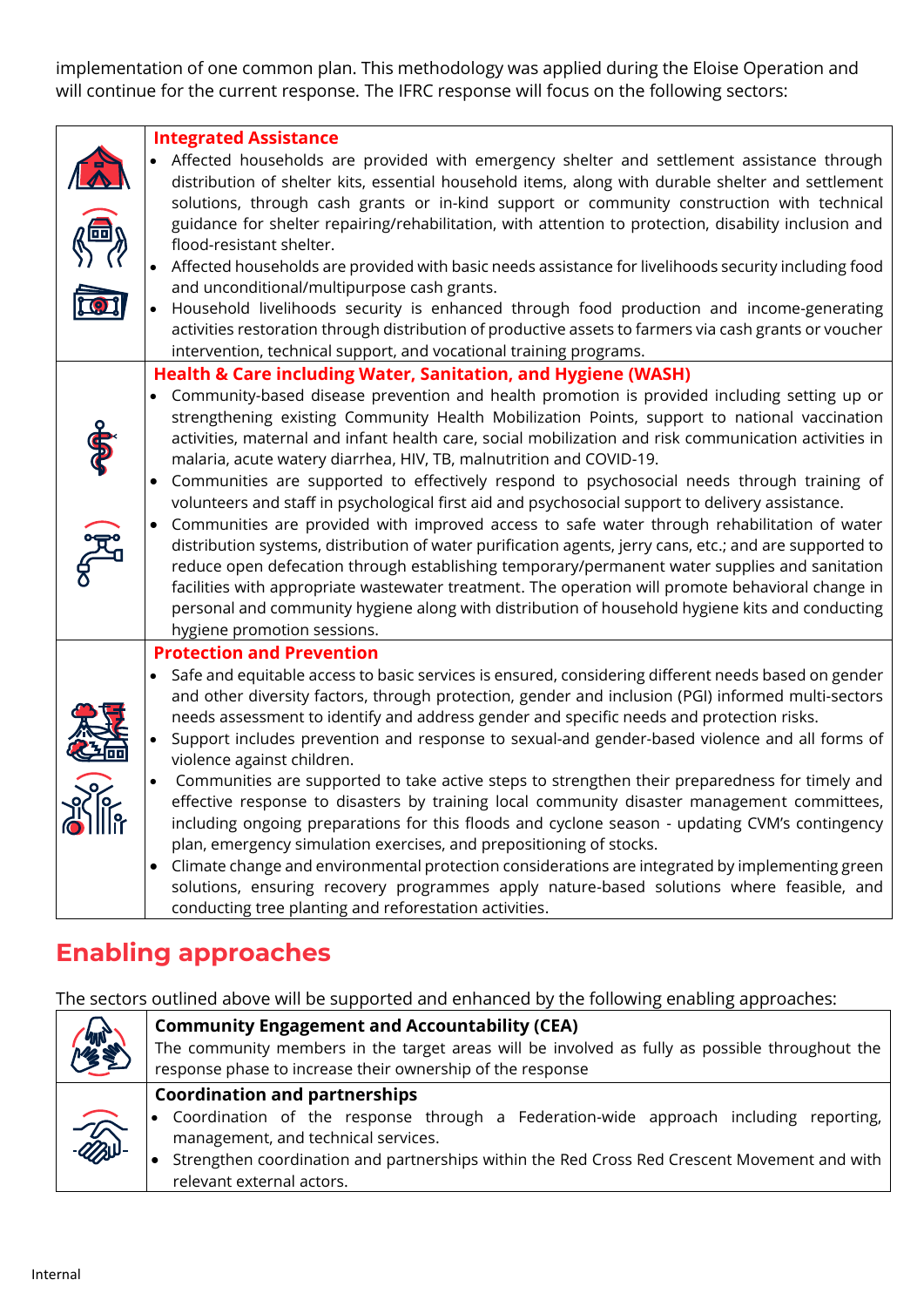implementation of one common plan. This methodology was applied during the Eloise Operation and will continue for the current response. The IFRC response will focus on the following sectors:

**Integrated Assistance**

- Affected households are provided with emergency shelter and settlement assistance through distribution of shelter kits, essential household items, along with durable shelter and settlement solutions, through cash grants or in-kind support or community construction with technical guidance for shelter repairing/rehabilitation, with attention to protection, disability inclusion and flood-resistant shelter.
- Affected households are provided with basic needs assistance for livelihoods security including food and unconditional/multipurpose cash grants.
- Household livelihoods security is enhanced through food production and income-generating activities restoration through distribution of productive assets to farmers via cash grants or voucher intervention, technical support, and vocational training programs.

**Health & Care including Water, Sanitation, and Hygiene (WASH)**

- Community-based disease prevention and health promotion is provided including setting up or strengthening existing Community Health Mobilization Points, support to national vaccination activities, maternal and infant health care, social mobilization and risk communication activities in malaria, acute watery diarrhea, HIV, TB, malnutrition and COVID-19.
- Communities are supported to effectively respond to psychosocial needs through training of volunteers and staff in psychological first aid and psychosocial support to delivery assistance.
- Communities are provided with improved access to safe water through rehabilitation of water distribution systems, distribution of water purification agents, jerry cans, etc.; and are supported to reduce open defecation through establishing temporary/permanent water supplies and sanitation facilities with appropriate wastewater treatment. The operation will promote behavioral change in personal and community hygiene along with distribution of household hygiene kits and conducting hygiene promotion sessions.

**Protection and Prevention**

- Safe and equitable access to basic services is ensured, considering different needs based on gender and other diversity factors, through protection, gender and inclusion (PGI) informed multi-sectors needs assessment to identify and address gender and specific needs and protection risks.
- Support includes prevention and response to sexual-and gender-based violence and all forms of violence against children.
- Communities are supported to take active steps to strengthen their preparedness for timely and effective response to disasters by training local community disaster management committees, including ongoing preparations for this floods and cyclone season - updating CVM's contingency plan, emergency simulation exercises, and prepositioning of stocks.
- Climate change and environmental protection considerations are integrated by implementing green solutions, ensuring recovery programmes apply nature-based solutions where feasible, and conducting tree planting and reforestation activities.

## Enabling approaches

The sectors outlined above will be supported and enhanced by the following enabling approaches:

**Community Engagement and Accountability (CEA)**

The community members in the target areas will be involved as fully as possible throughout the response phase to increase their ownership of the response

**Coordination and partnerships**

- Coordination of the response through a Federation-wide approach including reporting, management, and technical services.
- Strengthen coordination and partnerships within the Red Cross Red Crescent Movement and with relevant external actors.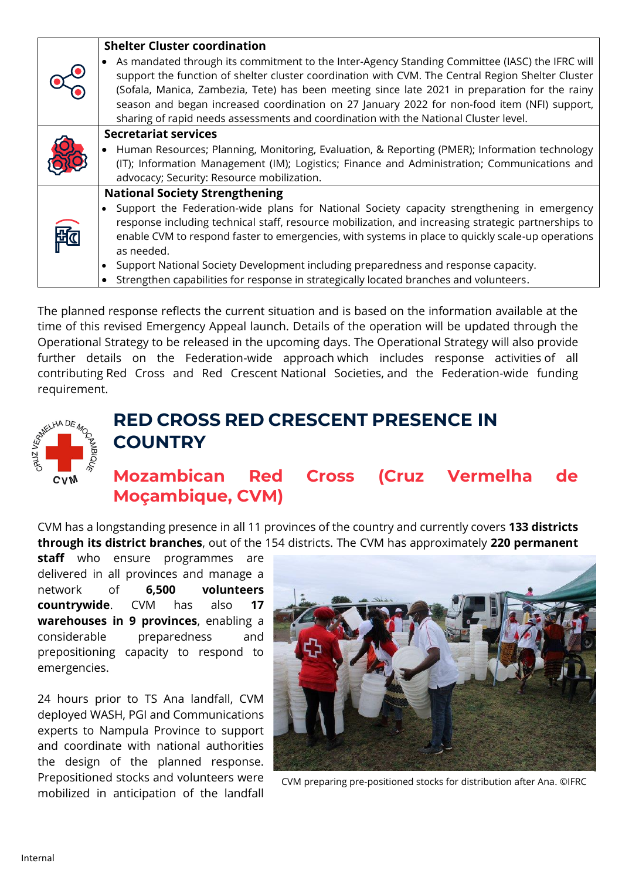| | |
|---|---|
| | **Shelter Cluster coordination**<br>• As mandated through its commitment to the Inter-Agency Standing Committee (IASC) the IFRC will support the function of shelter cluster coordination with CVM. The Central Region Shelter Cluster (Sofala, Manica, Zambezia, Tete) has been meeting since late 2021 in preparation for the rainy season and began increased coordination on 27 January 2022 for non-food item (NFI) support, sharing of rapid needs assessments and coordination with the National Cluster level. |
| | **Secretariat services**<br>• Human Resources; Planning, Monitoring, Evaluation, & Reporting (PMER); Information technology (IT); Information Management (IM); Logistics; Finance and Administration; Communications and advocacy; Security: Resource mobilization. |
| | **National Society Strengthening**<br>• Support the Federation-wide plans for National Society capacity strengthening in emergency response including technical staff, resource mobilization, and increasing strategic partnerships to enable CVM to respond faster to emergencies, with systems in place to quickly scale-up operations as needed.<br>• Support National Society Development including preparedness and response capacity.<br>• Strengthen capabilities for response in strategically located branches and volunteers. |

The planned response reflects the current situation and is based on the information available at the time of this revised Emergency Appeal launch. Details of the operation will be updated through the Operational Strategy to be released in the upcoming days. The Operational Strategy will also provide further details on the Federation-wide approach which includes response activities of all contributing Red Cross and Red Crescent National Societies, and the Federation-wide funding requirement.

# RED CROSS RED CRESCENT PRESENCE IN COUNTRY

## Mozambican Red Cross (Cruz Vermelha de Moçambique, CVM)

CVM has a longstanding presence in all 11 provinces of the country and currently covers **133 districts through its district branches**, out of the 154 districts. The CVM has approximately **220 permanent staff** who ensure programmes are delivered in all provinces and manage a network of **6,500 volunteers countrywide**. CVM has also **17 warehouses in 9 provinces**, enabling a considerable preparedness and prepositioning capacity to respond to emergencies.

CVM preparing pre-positioned stocks for distribution after Ana. ©IFRC

24 hours prior to TS Ana landfall, CVM deployed WASH, PGI and Communications experts to Nampula Province to support and coordinate with national authorities the design of the planned response. Prepositioned stocks and volunteers were mobilized in anticipation of the landfall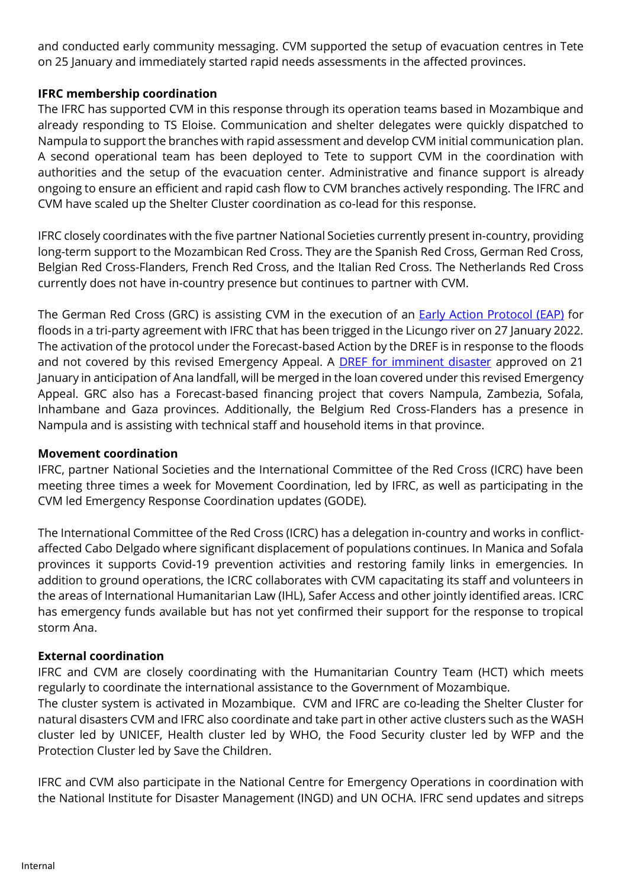and conducted early community messaging. CVM supported the setup of evacuation centres in Tete on 25 January and immediately started rapid needs assessments in the affected provinces.

**IFRC membership coordination**

The IFRC has supported CVM in this response through its operation teams based in Mozambique and already responding to TS Eloise. Communication and shelter delegates were quickly dispatched to Nampula to support the branches with rapid assessment and develop CVM initial communication plan. A second operational team has been deployed to Tete to support CVM in the coordination with authorities and the setup of the evacuation center. Administrative and finance support is already ongoing to ensure an efficient and rapid cash flow to CVM branches actively responding. The IFRC and CVM have scaled up the Shelter Cluster coordination as co-lead for this response.

IFRC closely coordinates with the five partner National Societies currently present in-country, providing long-term support to the Mozambican Red Cross. They are the Spanish Red Cross, German Red Cross, Belgian Red Cross-Flanders, French Red Cross, and the Italian Red Cross. The Netherlands Red Cross currently does not have in-country presence but continues to partner with CVM.

The German Red Cross (GRC) is assisting CVM in the execution of an [Early Action Protocol (EAP)]() for floods in a tri-party agreement with IFRC that has been trigged in the Licungo river on 27 January 2022. The activation of the protocol under the Forecast-based Action by the DREF is in response to the floods and not covered by this revised Emergency Appeal. A [DREF for imminent disaster]() approved on 21 January in anticipation of Ana landfall, will be merged in the loan covered under this revised Emergency Appeal. GRC also has a Forecast-based financing project that covers Nampula, Zambezia, Sofala, Inhambane and Gaza provinces. Additionally, the Belgium Red Cross-Flanders has a presence in Nampula and is assisting with technical staff and household items in that province.

**Movement coordination**

IFRC, partner National Societies and the International Committee of the Red Cross (ICRC) have been meeting three times a week for Movement Coordination, led by IFRC, as well as participating in the CVM led Emergency Response Coordination updates (GODE).

The International Committee of the Red Cross (ICRC) has a delegation in-country and works in conflict-affected Cabo Delgado where significant displacement of populations continues. In Manica and Sofala provinces it supports Covid-19 prevention activities and restoring family links in emergencies. In addition to ground operations, the ICRC collaborates with CVM capacitating its staff and volunteers in the areas of International Humanitarian Law (IHL), Safer Access and other jointly identified areas. ICRC has emergency funds available but has not yet confirmed their support for the response to tropical storm Ana.

**External coordination**

IFRC and CVM are closely coordinating with the Humanitarian Country Team (HCT) which meets regularly to coordinate the international assistance to the Government of Mozambique.

The cluster system is activated in Mozambique. CVM and IFRC are co-leading the Shelter Cluster for natural disasters CVM and IFRC also coordinate and take part in other active clusters such as the WASH cluster led by UNICEF, Health cluster led by WHO, the Food Security cluster led by WFP and the Protection Cluster led by Save the Children.

IFRC and CVM also participate in the National Centre for Emergency Operations in coordination with the National Institute for Disaster Management (INGD) and UN OCHA. IFRC send updates and sitreps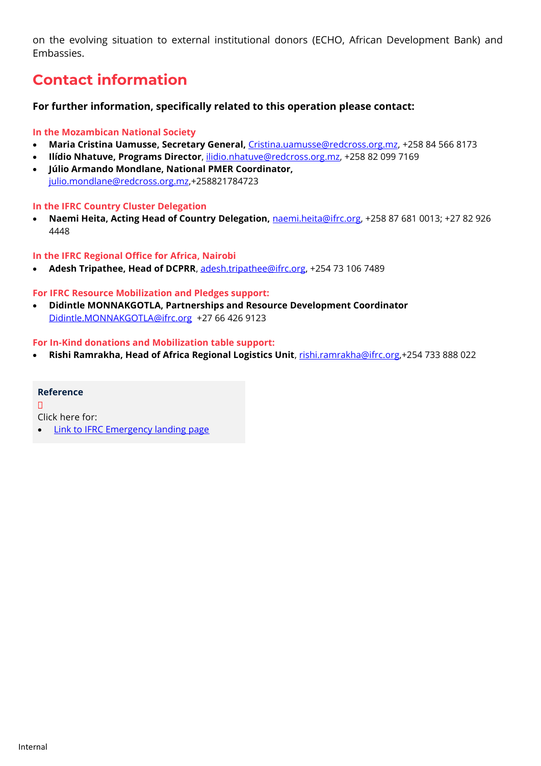on the evolving situation to external institutional donors (ECHO, African Development Bank) and Embassies.

## Contact information

**For further information, specifically related to this operation please contact:**

**In the Mozambican National Society**

- **Maria Cristina Uamusse, Secretary General,** Cristina.uamusse@redcross.org.mz, +258 84 566 8173
- **Ilídio Nhatuve, Programs Director**, ilidio.nhatuve@redcross.org.mz, +258 82 099 7169
- **Júlio Armando Mondlane, National PMER Coordinator,** julio.mondlane@redcross.org.mz,+258821784723

**In the IFRC Country Cluster Delegation**

- **Naemi Heita, Acting Head of Country Delegation,** naemi.heita@ifrc.org, +258 87 681 0013; +27 82 926 4448

**In the IFRC Regional Office for Africa, Nairobi**

- **Adesh Tripathee, Head of DCPRR**, adesh.tripathee@ifrc.org, +254 73 106 7489

**For IFRC Resource Mobilization and Pledges support:**

- **Didintle MONNAKGOTLA, Partnerships and Resource Development Coordinator** Didintle.MONNAKGOTLA@ifrc.org +27 66 426 9123

**For In-Kind donations and Mobilization table support:**

- **Rishi Ramrakha, Head of Africa Regional Logistics Unit**, rishi.ramrakha@ifrc.org,+254 733 888 022

**Reference**

Click here for:

- Link to IFRC Emergency landing page

Internal